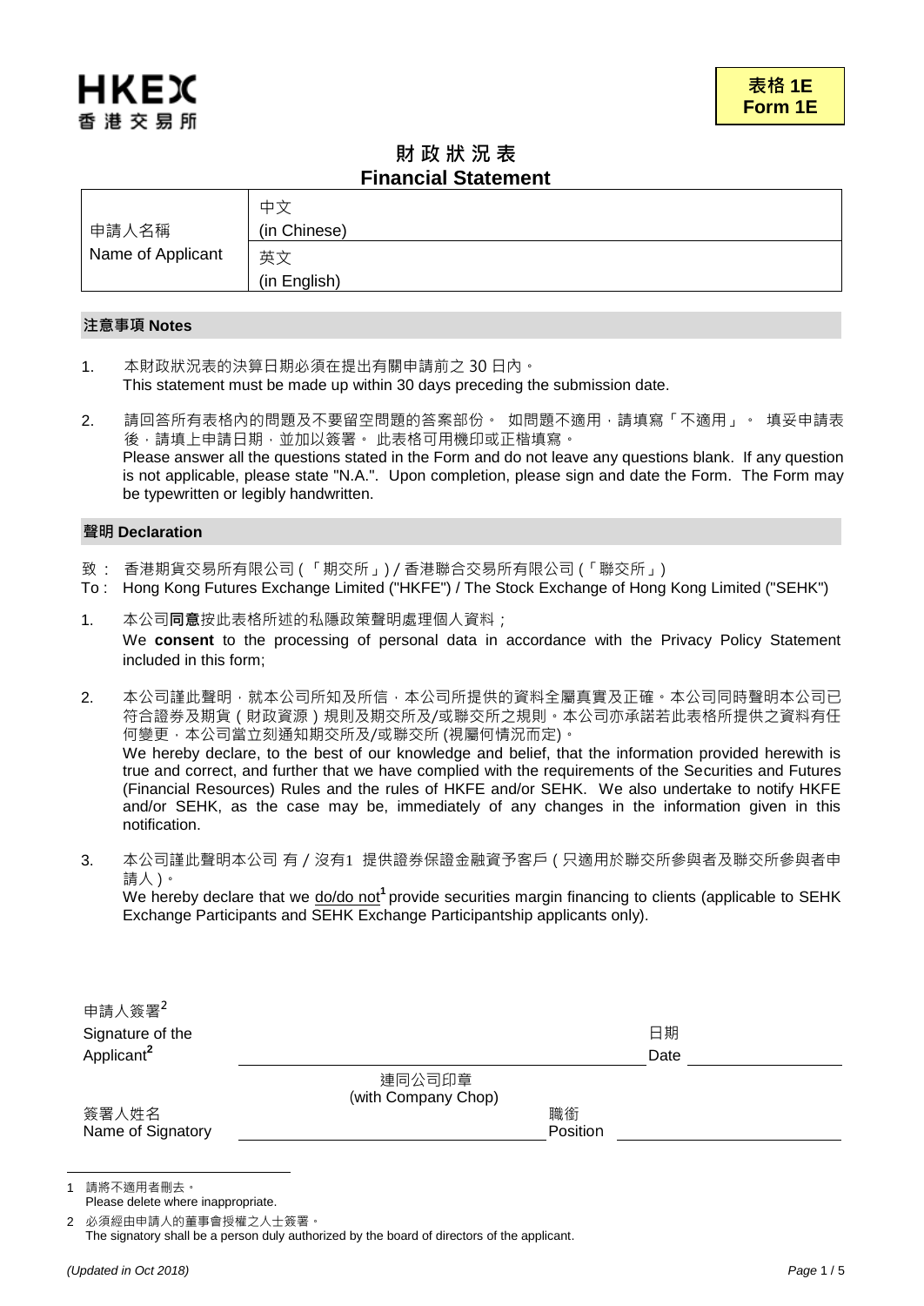HKEX
香港交易所

**表格 1E**
**Form 1E**

# 財政狀況表
# Financial Statement

| 申請人名稱 Name of Applicant | 中文 (in Chinese) |
|---|---|
| | 英文 (in English) |

## 注意事項 Notes

1. 本財政狀況表的決算日期必須在提出有關申請前之 30 日內。
   This statement must be made up within 30 days preceding the submission date.

2. 請回答所有表格內的問題及不要留空問題的答案部份。 如問題不適用，請填寫「不適用」。 填妥申請表後，請填上申請日期，並加以簽署。 此表格可用機印或正楷填寫。
   Please answer all the questions stated in the Form and do not leave any questions blank. If any question is not applicable, please state "N.A.". Upon completion, please sign and date the Form. The Form may be typewritten or legibly handwritten.

## 聲明 Declaration

致： 香港期貨交易所有限公司（「期交所」）/ 香港聯合交易所有限公司（「聯交所」）
To : Hong Kong Futures Exchange Limited ("HKFE") / The Stock Exchange of Hong Kong Limited ("SEHK")

1. 本公司**同意**按此表格所述的私隱政策聲明處理個人資料；
   We **consent** to the processing of personal data in accordance with the Privacy Policy Statement included in this form;

2. 本公司謹此聲明，就本公司所知及所信，本公司所提供的資料全屬真實及正確。本公司同時聲明本公司已符合證券及期貨（財政資源）規則及期交所及/或聯交所之規則。本公司亦承諾若此表格所提供之資料有任何變更，本公司當立刻通知期交所及/或聯交所 (視屬何情況而定)。
   We hereby declare, to the best of our knowledge and belief, that the information provided herewith is true and correct, and further that we have complied with the requirements of the Securities and Futures (Financial Resources) Rules and the rules of HKFE and/or SEHK. We also undertake to notify HKFE and/or SEHK, as the case may be, immediately of any changes in the information given in this notification.

3. 本公司謹此聲明本公司 有 / 沒有[1] 提供證券保證金融資予客戶（只適用於聯交所參與者及聯交所參與者申請人）。
   We hereby declare that we do/do not[1] provide securities margin financing to clients (applicable to SEHK Exchange Participants and SEHK Exchange Participantship applicants only).

申請人簽署[2]
Signature of the Applicant[2] ______________________ 日期 Date ____________

連同公司印章
(with Company Chop)

簽署人姓名
Name of Signatory ______________________ 職銜 Position ____________

---

1 請將不適用者刪去。
Please delete where inappropriate.

2 必須經由申請人的董事會授權之人士簽署。
The signatory shall be a person duly authorized by the board of directors of the applicant.

*(Updated in Oct 2018)*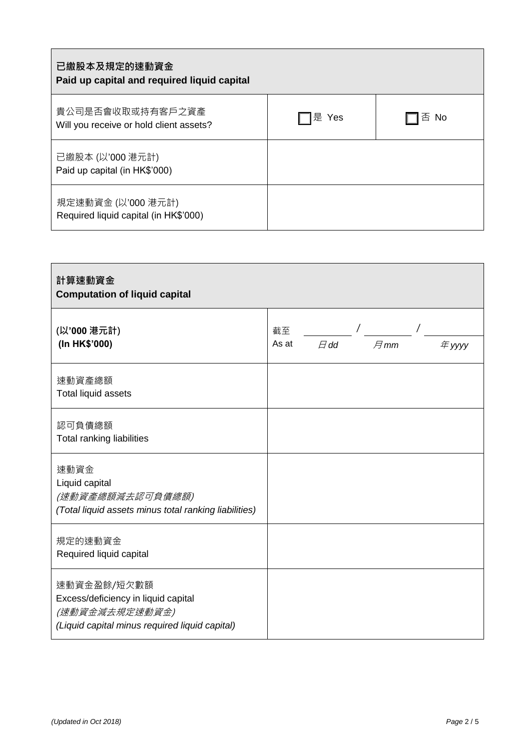| 已繳股本及規定的速動資金<br>**Paid up capital and required liquid capital** | | |
|---|---|---|
| 貴公司是否會收取或持有客戶之資產<br>Will you receive or hold client assets? | ☐ 是 Yes | ☐ 否 No |
| 已繳股本 (以'000 港元計)<br>Paid up capital (in HK$'000) | | |
| 規定速動資金 (以'000 港元計)<br>Required liquid capital (in HK$'000) | | |

| 計算速動資金<br>**Computation of liquid capital** | |
|---|---|
| **(以'000 港元計)**<br>**(In HK$'000)** | 截至 As at ______ / ______ / ______<br>*日 dd* *月 mm* *年 yyyy* |
| 速動資產總額<br>Total liquid assets | |
| 認可負債總額<br>Total ranking liabilities | |
| 速動資金<br>Liquid capital<br>*(速動資產總額減去認可負債總額)*<br>*(Total liquid assets minus total ranking liabilities)* | |
| 規定的速動資金<br>Required liquid capital | |
| 速動資金盈餘/短欠數額<br>Excess/deficiency in liquid capital<br>*(速動資金減去規定速動資金)*<br>*(Liquid capital minus required liquid capital)* | |

*(Updated in Oct 2018)*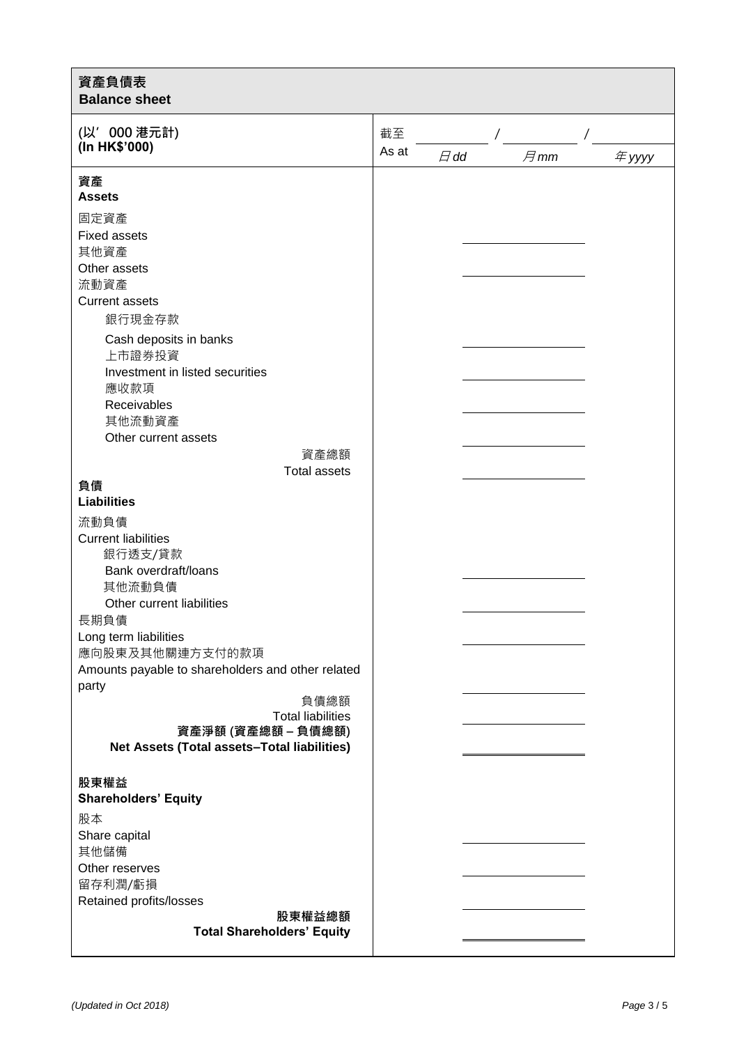## 資產負債表
## Balance sheet

| (以’ 000 港元計)<br>**(In HK$'000)** | 截至 As at ____ / ____ / ____<br>日 dd 月 mm 年 yyyy |
|---|---|
| **資產**<br>**Assets** | |
| 固定資產<br>Fixed assets | ____ |
| 其他資產<br>Other assets | ____ |
| 流動資產<br>Current assets | |
| 銀行現金存款<br>Cash deposits in banks | ____ |
| 上市證券投資<br>Investment in listed securities | ____ |
| 應收款項<br>Receivables | ____ |
| 其他流動資產<br>Other current assets | ____ |
| 資產總額<br>Total assets | ____ |
| **負債**<br>**Liabilities** | |
| 流動負債<br>Current liabilities | |
| 銀行透支/貸款<br>Bank overdraft/loans | ____ |
| 其他流動負債<br>Other current liabilities | ____ |
| 長期負債<br>Long term liabilities | ____ |
| 應向股東及其他關連方支付的款項<br>Amounts payable to shareholders and other related party | ____ |
| 負債總額<br>Total liabilities | ____ |
| **資產淨額 (資產總額 – 負債總額)**<br>**Net Assets (Total assets–Total liabilities)** | ____ |
| **股東權益**<br>**Shareholders' Equity** | |
| 股本<br>Share capital | ____ |
| 其他儲備<br>Other reserves | ____ |
| 留存利潤/虧損<br>Retained profits/losses | ____ |
| **股東權益總額**<br>**Total Shareholders' Equity** | ____ |

*(Updated in Oct 2018)*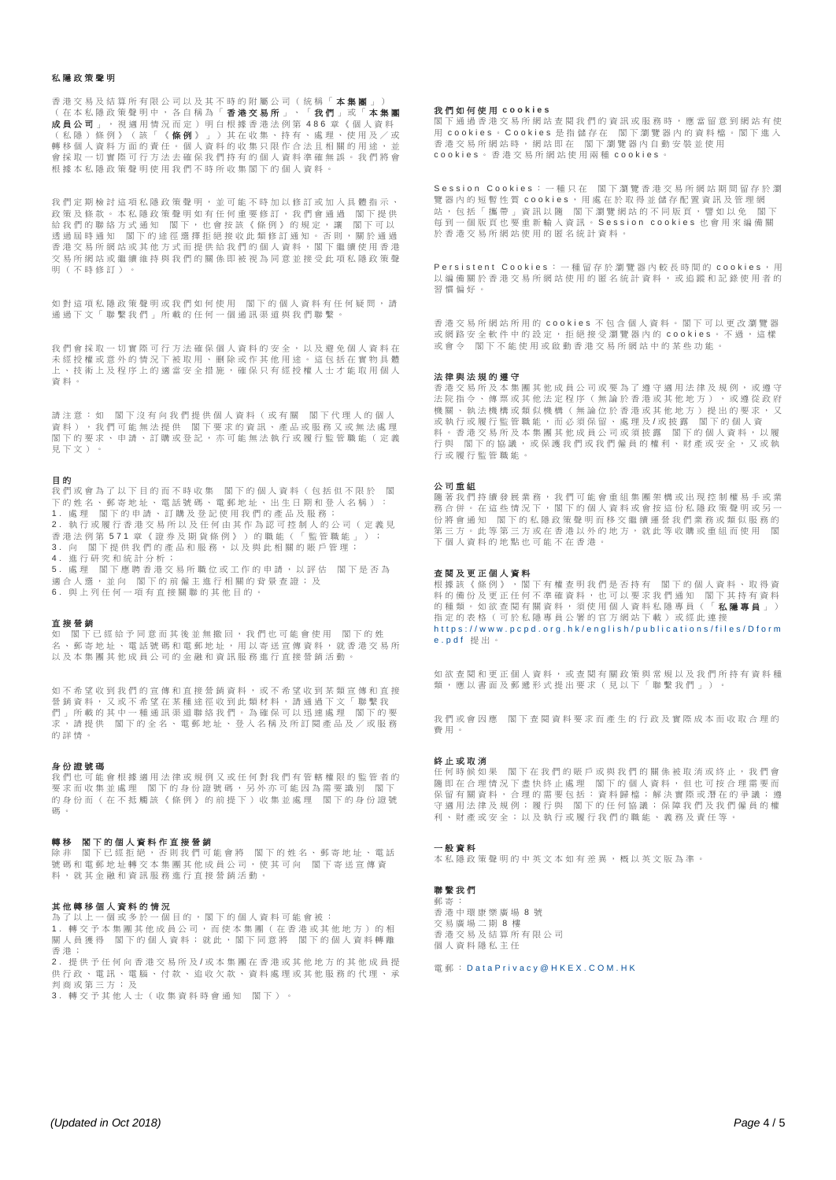# 私隱政策聲明

香港交易及結算所有限公司以及其不時的附屬公司（統稱「**本集團**」）（在本私隱政策聲明中，各自稱為「**香港交易所**」、「**我們**」或「**本集團成員公司**」，視適用情況而定）明白根據香港法例第486章《個人資料（私隱）條例》（該「《**條例**》」）其在收集，持有，處理，使用及╱或轉移個人資料方面的責任。個人資料的收集只限作合法且相關的用途，並會採取一切實際可行方法去確保我們持有的個人資料準確無誤。我們將會根據本私隱政策聲明使用我們不時所收集閣下的個人資料。

我們定期檢討這項私隱政策聲明，並可能不時加以修訂或加入具體指示、政策及條款。本私隱政策聲明如有任何重要修訂，我們會通過閣下提供給我們的聯絡方式通知閣下，也會按該《條例》的規定，讓閣下可以透過屆時通知閣下的途徑選擇拒絕接收此類修訂通知。否則，關於通過香港交易所網站或其他方式而提供給我們的個人資料，閣下繼續使用香港交易所網站或繼續維持與我們的關係即被視為同意並接受此項私隱政策聲明（不時修訂）。

如對這項私隱政策聲明或我們如何使用閣下的個人資料有任何疑問，請通過下文「聯繫我們」所載的任何一個通訊渠道與我們聯繫。

我們會採取一切實際可行方法確保個人資料的安全，以及避免個人資料在未經授權或意外的情況下被取用、刪除或作其他用途。這包括在實物具體上、技術上及程序上的適當安全措施，確保只有經授權人士才能取用個人資料。

請注意：如閣下沒有向我們提供個人資料（或有關閣下代理人的個人資料），我們可能無法提供閣下要求的資訊、產品或服務又或無法處理閣下的要求、申請、訂購或登記，亦可能無法執行或履行監管職能（定義見下文）。

## 目的

我們或會為了以下目的而不時收集閣下的個人資料（包括但不限於閣下的姓名、郵寄地址、電話號碼、電郵地址、出生日期和登入名稱）：

1. 處理閣下的申請、訂購及登記使用我們的產品及服務；
2. 執行或履行香港交易所以及任何由其作為認可控制人的公司（定義見香港法例第571章《證券及期貨條例》）的職能（「監管職能」）；
3. 向閣下提供我們的產品和服務，以及與此相關的賬戶管理；
4. 進行研究和統計分析；
5. 處理閣下應聘香港交易所職位或工作的申請，以評估閣下是否為適合人選，並向閣下的前僱主進行相關的背景查證；及
6. 與上列任何一項有直接關聯的其他目的。

## 直接營銷

如閣下已經給予同意而其後並無撤回，我們也可能會使用閣下的姓名，郵寄地址、電話號碼和電郵地址，用以寄送宣傳資料，就香港交易所以及本集團其他成員公司的金融和資訊服務進行直接營銷活動。

如不希望收到我們的宣傳和直接營銷資料，或不希望收到某類宣傳和直接營銷資料，又或不希望在某種途徑收到此類材料，請通過下文「聯繫我們」所載的其中一種通訊渠道聯絡我們。為確保可以迅速處理閣下的要求，請提供閣下的全名、電郵地址，登入名稱及所訂閱產品及╱或服務的詳情。

## 身份證號碼

我們也可能會根據適用法律或規例又或任何對我們有管轄權限的監管者的要求而收集並處理閣下的身份證號碼，另外亦可能因為需要識別閣下的身份而（在不抵觸該《條例》的前提下）收集並處理閣下的身份證號碼。

## 轉移閣下的個人資料作直接營銷

除非閣下已經拒絕，否則我們可能會將閣下的姓名、郵寄地址、電話號碼和電郵地址轉交本集團其他成員公司，使其可向閣下寄送宣傳資料，就其金融和資訊服務進行直接營銷活動。

## 其他轉移個人資料的情況

為了以上一個或多於一個目的，閣下的個人資料可能會被：

1. 轉交予本集團其他成員公司，而使本集團（在香港或其他地方）的相關人員獲得閣下的個人資料；就此，閣下同意將閣下的個人資料轉離香港；
2. 提供予任何向香港交易所及/或本集團在香港或其他地方的其他成員提供行政、電訊、電腦、付款、追收欠款、資料處理或其他服務的代理、承判商或第三方；及
3. 轉交予其他人士（收集資料時會通知閣下）。

## 我們如何使用cookies

閣下通過香港交易所網站查閱我們的資訊或服務時，應當留意到網站有使用cookies。Cookies是指儲存在閣下瀏覽器內的資料檔。閣下進入香港交易所網站時，網站即在閣下瀏覽器內自動安裝並使用cookies。香港交易所網站使用兩種cookies。

Session Cookies：一種只在閣下瀏覽香港交易所網站期間留存於瀏覽器內的短暫性質cookies，用處在於取得並儲存配置資訊及管理網站，包括「攜帶」資訊以隨閣下瀏覽網站的不同版頁，譬如以免閣下每到一個版頁也要重新輸入資訊。Session cookies也會用來編備關於香港交易所網站使用的匿名統計資料。

Persistent Cookies：一種留存於瀏覽器內較長時間的cookies，用以編備關於香港交易所網站使用的匿名統計資料，或追蹤和記錄使用者的習慣偏好。

香港交易所網站所用的cookies不包含個人資料。閣下可以更改瀏覽器或網路安全軟件中的設定，拒絕接受瀏覽器內的cookies。不過，這樣或會令閣下不能使用或啟動香港交易所網站中的某些功能。

## 法律與法規的遵守

香港交易所及本集團其他成員公司或要為了遵守適用法律及規例，或遵守法院指令、傳票或其他法定程序（無論於香港或其他地方），或遵從政府機關、執法機構或類似機構（無論位於香港或其他地方）提出的要求，又或執行或履行監管職能，而必須保留，處理及/或披露閣下的個人資料。香港交易所及本集團其他成員公司或須披露閣下的個人資料，以履行與閣下的協議，或保護我們或我們僱員的權利、財產或安全，又或執行或履行監管職能。

## 公司重組

隨著我們持續發展業務，我們可能會重組集團架構或出現控制權易手或業務合併。在這些情況下，閣下的個人資料或會按這份私隱政策聲明或另一份將會通知閣下的私隱政策聲明而移交繼續運營我們業務或類似服務的第三方。此等第三方或在香港以外的地方，就此等收購或重組而使用閣下個人資料的地點也可能不在香港。

## 查閱及更正個人資料

根據該《條例》，閣下有權查明我們是否持有閣下的個人資料、取得資料的備份及更正任何不準確資料，也可以要求我們通知閣下其持有資料的種類。如欲查閱有關資料，須使用個人資料私隱專員（「**私隱專員**」）指定的表格（可於私隱專員公署的官方網站下載）或經此連接 https://www.pcpd.org.hk/english/publications/files/Dforme.pdf 提出。

如欲查閱和更正個人資料，或查閱有關政策與常規以及我們所持有資料種類，應以書面及郵遞形式提出要求（見以下「聯繫我們」）。

我們或會因應閣下查閱資料要求而產生的行政及實際成本而收取合理的費用。

## 終止或取消

任何時候如果閣下在我們的賬戶或與我們的關係被取消或終止，我們會隨即在合理情況下盡快終止處理閣下的個人資料，但也可按合理需要而保留有關資料，合理的需要包括：資料歸檔；解決實際或潛在的爭議；遵守適用法律及規例；履行與閣下的任何協議；保障我們及我們僱員的權利、財產或安全；以及執行或履行我們的職能、義務及責任等。

## 一般資料

本私隱政策聲明的中英文本如有差異，概以英文版為準。

## 聯繫我們

郵寄：
香港中環康樂廣場8號
交易廣場二期8樓
香港交易及結算所有限公司
個人資料隱私主任

電郵：DataPrivacy@HKEX.COM.HK

*(Updated in Oct 2018)*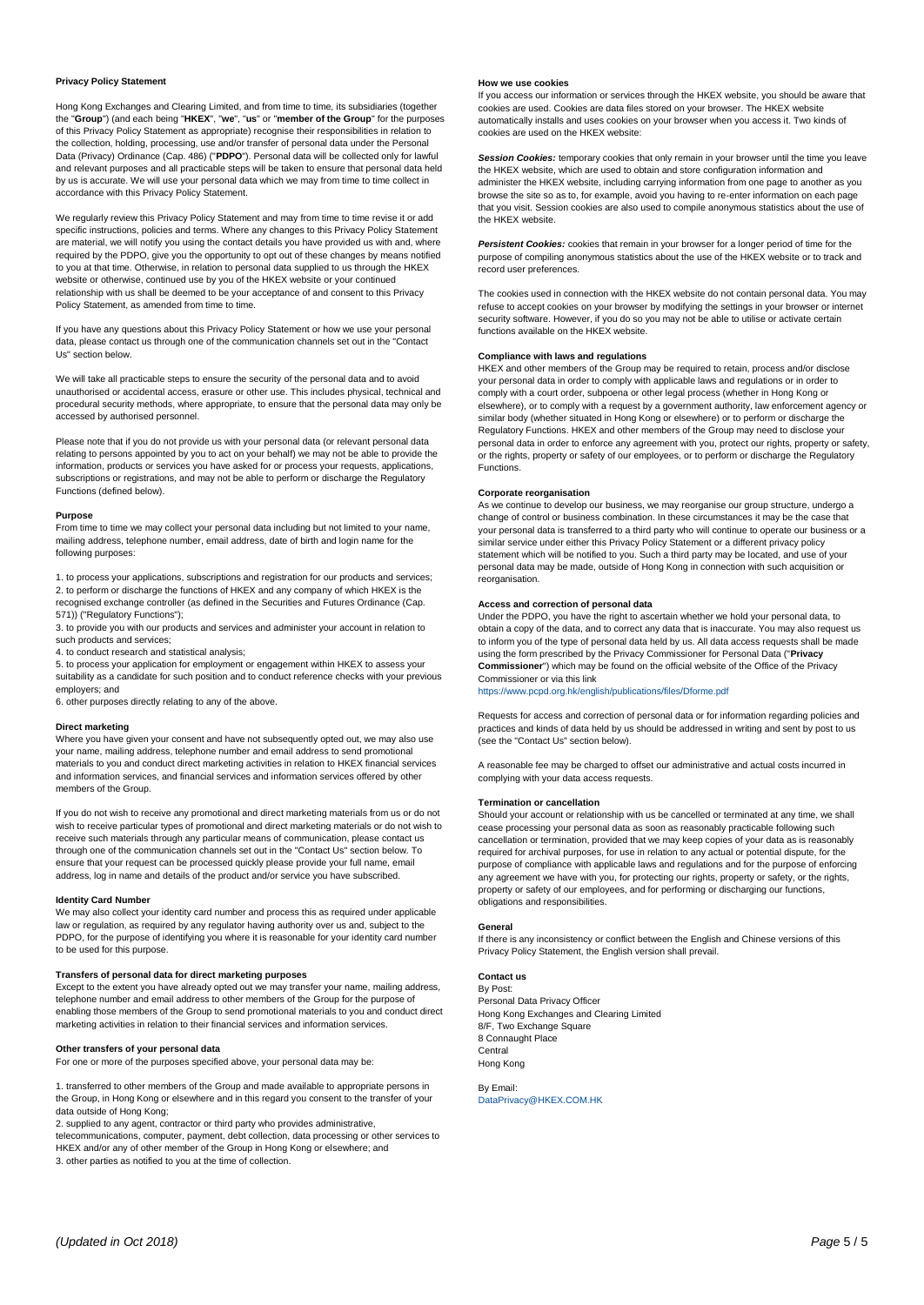## Privacy Policy Statement

Hong Kong Exchanges and Clearing Limited, and from time to time, its subsidiaries (together the "**Group**") (and each being "**HKEX**", "**we**", "**us**" or "**member of the Group**" for the purposes of this Privacy Policy Statement as appropriate) recognise their responsibilities in relation to the collection, holding, processing, use and/or transfer of personal data under the Personal Data (Privacy) Ordinance (Cap. 486) ("**PDPO**"). Personal data will be collected only for lawful and relevant purposes and all practicable steps will be taken to ensure that personal data held by us is accurate. We will use your personal data which we may from time to time collect in accordance with this Privacy Policy Statement.

We regularly review this Privacy Policy Statement and may from time to time revise it or add specific instructions, policies and terms. Where any changes to this Privacy Policy Statement are material, we will notify you using the contact details you have provided us with and, where required by the PDPO, give you the opportunity to opt out of these changes by means notified to you at that time. Otherwise, in relation to personal data supplied to us through the HKEX website or otherwise, continued use by you of the HKEX website or your continued relationship with us shall be deemed to be your acceptance of and consent to this Privacy Policy Statement, as amended from time to time.

If you have any questions about this Privacy Policy Statement or how we use your personal data, please contact us through one of the communication channels set out in the "Contact Us" section below.

We will take all practicable steps to ensure the security of the personal data and to avoid unauthorised or accidental access, erasure or other use. This includes physical, technical and procedural security methods, where appropriate, to ensure that the personal data may only be accessed by authorised personnel.

Please note that if you do not provide us with your personal data (or relevant personal data relating to persons appointed by you to act on your behalf) we may not be able to provide the information, products or services you have asked for or process your requests, applications, subscriptions or registrations, and may not be able to perform or discharge the Regulatory Functions (defined below).

### Purpose

From time to time we may collect your personal data including but not limited to your name, mailing address, telephone number, email address, date of birth and login name for the following purposes:

1. to process your applications, subscriptions and registration for our products and services;
2. to perform or discharge the functions of HKEX and any company of which HKEX is the recognised exchange controller (as defined in the Securities and Futures Ordinance (Cap. 571)) ("Regulatory Functions");
3. to provide you with our products and services and administer your account in relation to such products and services;
4. to conduct research and statistical analysis;
5. to process your application for employment or engagement within HKEX to assess your suitability as a candidate for such position and to conduct reference checks with your previous employers; and
6. other purposes directly relating to any of the above.

### Direct marketing

Where you have given your consent and have not subsequently opted out, we may also use your name, mailing address, telephone number and email address to send promotional materials to you and conduct direct marketing activities in relation to HKEX financial services and information services, and financial services and information services offered by other members of the Group.

If you do not wish to receive any promotional and direct marketing materials from us or do not wish to receive particular types of promotional and direct marketing materials or do not wish to receive such materials through any particular means of communication, please contact us through one of the communication channels set out in the "Contact Us" section below. To ensure that your request can be processed quickly please provide your full name, email address, log in name and details of the product and/or service you have subscribed.

### Identity Card Number

We may also collect your identity card number and process this as required under applicable law or regulation, as required by any regulator having authority over us and, subject to the PDPO, for the purpose of identifying you where it is reasonable for your identity card number to be used for this purpose.

### Transfers of personal data for direct marketing purposes

Except to the extent you have already opted out we may transfer your name, mailing address, telephone number and email address to other members of the Group for the purpose of enabling those members of the Group to send promotional materials to you and conduct direct marketing activities in relation to their financial services and information services.

### Other transfers of your personal data

For one or more of the purposes specified above, your personal data may be:

1. transferred to other members of the Group and made available to appropriate persons in the Group, in Hong Kong or elsewhere and in this regard you consent to the transfer of your data outside of Hong Kong;
2. supplied to any agent, contractor or third party who provides administrative, telecommunications, computer, payment, debt collection, data processing or other services to HKEX and/or any of other member of the Group in Hong Kong or elsewhere; and
3. other parties as notified to you at the time of collection.

### How we use cookies

If you access our information or services through the HKEX website, you should be aware that cookies are used. Cookies are data files stored on your browser. The HKEX website automatically installs and uses cookies on your browser when you access it. Two kinds of cookies are used on the HKEX website:

***Session Cookies:*** temporary cookies that only remain in your browser until the time you leave the HKEX website, which are used to obtain and store configuration information and administer the HKEX website, including carrying information from one page to another as you browse the site so as to, for example, avoid you having to re-enter information on each page that you visit. Session cookies are also used to compile anonymous statistics about the use of the HKEX website.

***Persistent Cookies:*** cookies that remain in your browser for a longer period of time for the purpose of compiling anonymous statistics about the use of the HKEX website or to track and record user preferences.

The cookies used in connection with the HKEX website do not contain personal data. You may refuse to accept cookies on your browser by modifying the settings in your browser or internet security software. However, if you do so you may not be able to utilise or activate certain functions available on the HKEX website.

### Compliance with laws and regulations

HKEX and other members of the Group may be required to retain, process and/or disclose your personal data in order to comply with applicable laws and regulations or in order to comply with a court order, subpoena or other legal process (whether in Hong Kong or elsewhere), or to comply with a request by a government authority, law enforcement agency or similar body (whether situated in Hong Kong or elsewhere) or to perform or discharge the Regulatory Functions. HKEX and other members of the Group may need to disclose your personal data in order to enforce any agreement with you, protect our rights, property or safety, or the rights, property or safety of our employees, or to perform or discharge the Regulatory Functions.

### Corporate reorganisation

As we continue to develop our business, we may reorganise our group structure, undergo a change of control or business combination. In these circumstances it may be the case that your personal data is transferred to a third party who will continue to operate our business or a similar service under either this Privacy Policy Statement or a different privacy policy statement which will be notified to you. Such a third party may be located, and use of your personal data may be made, outside of Hong Kong in connection with such acquisition or reorganisation.

### Access and correction of personal data

Under the PDPO, you have the right to ascertain whether we hold your personal data, to obtain a copy of the data, and to correct any data that is inaccurate. You may also request us to inform you of the type of personal data held by us. All data access requests shall be made using the form prescribed by the Privacy Commissioner for Personal Data ("**Privacy Commissioner**") which may be found on the official website of the Office of the Privacy Commissioner or via this link
https://www.pcpd.org.hk/english/publications/files/Dforme.pdf

Requests for access and correction of personal data or for information regarding policies and practices and kinds of data held by us should be addressed in writing and sent by post to us (see the "Contact Us" section below).

A reasonable fee may be charged to offset our administrative and actual costs incurred in complying with your data access requests.

### Termination or cancellation

Should your account or relationship with us be cancelled or terminated at any time, we shall cease processing your personal data as soon as reasonably practicable following such cancellation or termination, provided that we may keep copies of your data as is reasonably required for archival purposes, for use in relation to any actual or potential dispute, for the purpose of compliance with applicable laws and regulations and for the purpose of enforcing any agreement we have with you, for protecting our rights, property or safety, or the rights, property or safety of our employees, and for performing or discharging our functions, obligations and responsibilities.

### General

If there is any inconsistency or conflict between the English and Chinese versions of this Privacy Policy Statement, the English version shall prevail.

### Contact us

By Post:
Personal Data Privacy Officer
Hong Kong Exchanges and Clearing Limited
8/F, Two Exchange Square
8 Connaught Place
Central
Hong Kong

By Email:
DataPrivacy@HKEX.COM.HK

*(Updated in Oct 2018)*